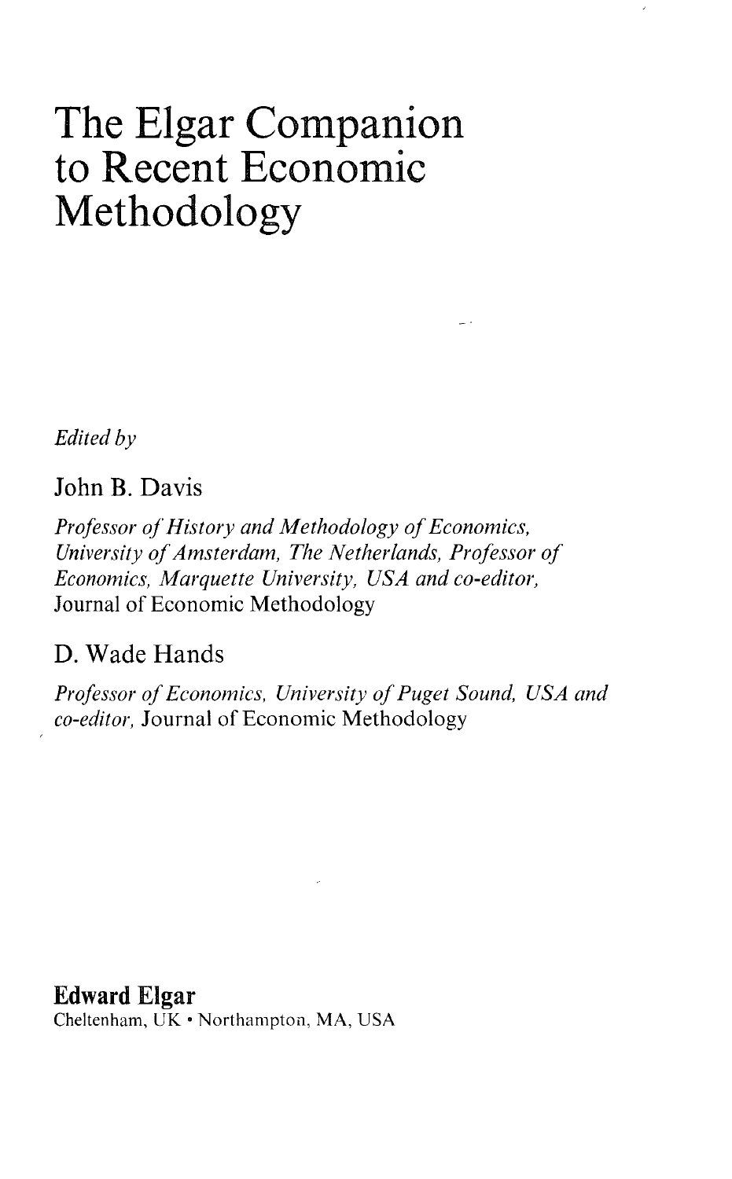# The Elgar Companion to Recent Economic Methodology

*Edited by*

John B. Davis

*Professor of History and Methodology of Economics, University of Amsterdam, The Netherlands, Professor of Economics, Marquette University, USA and co-editor,* Journal of Economic Methodology

D. Wade Hands

*Professor of Economics, University of Puget Sound, USA and co-editor,* Journal of Economic Methodology

**Edward Elgar**

Cheltenham, UK • Northampton, MA, USA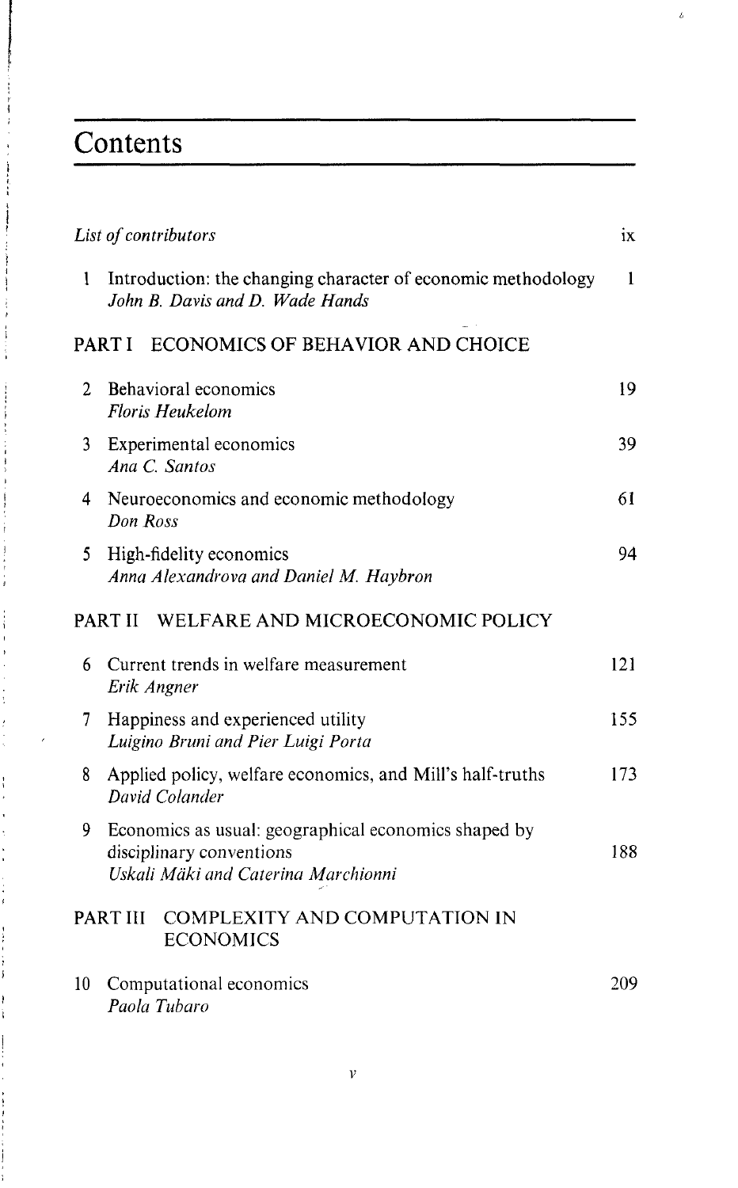# Contents

*List of contributors* ix

1 Introduction: the changing character of economic methodology 1
*John B. Davis and D. Wade Hands*

## PART I ECONOMICS OF BEHAVIOR AND CHOICE

2 Behavioral economics 19
*Floris Heukelom*

3 Experimental economics 39
*Ana C. Santos*

4 Neuroeconomics and economic methodology 61
*Don Ross*

5 High-fidelity economics 94
*Anna Alexandrova and Daniel M. Haybron*

## PART II WELFARE AND MICROECONOMIC POLICY

6 Current trends in welfare measurement 121
*Erik Angner*

7 Happiness and experienced utility 155
*Luigino Bruni and Pier Luigi Porta*

8 Applied policy, welfare economics, and Mill's half-truths 173
*David Colander*

9 Economics as usual: geographical economics shaped by disciplinary conventions 188
*Uskali Mäki and Caterina Marchionni*

## PART III COMPLEXITY AND COMPUTATION IN ECONOMICS

10 Computational economics 209
*Paola Tubaro*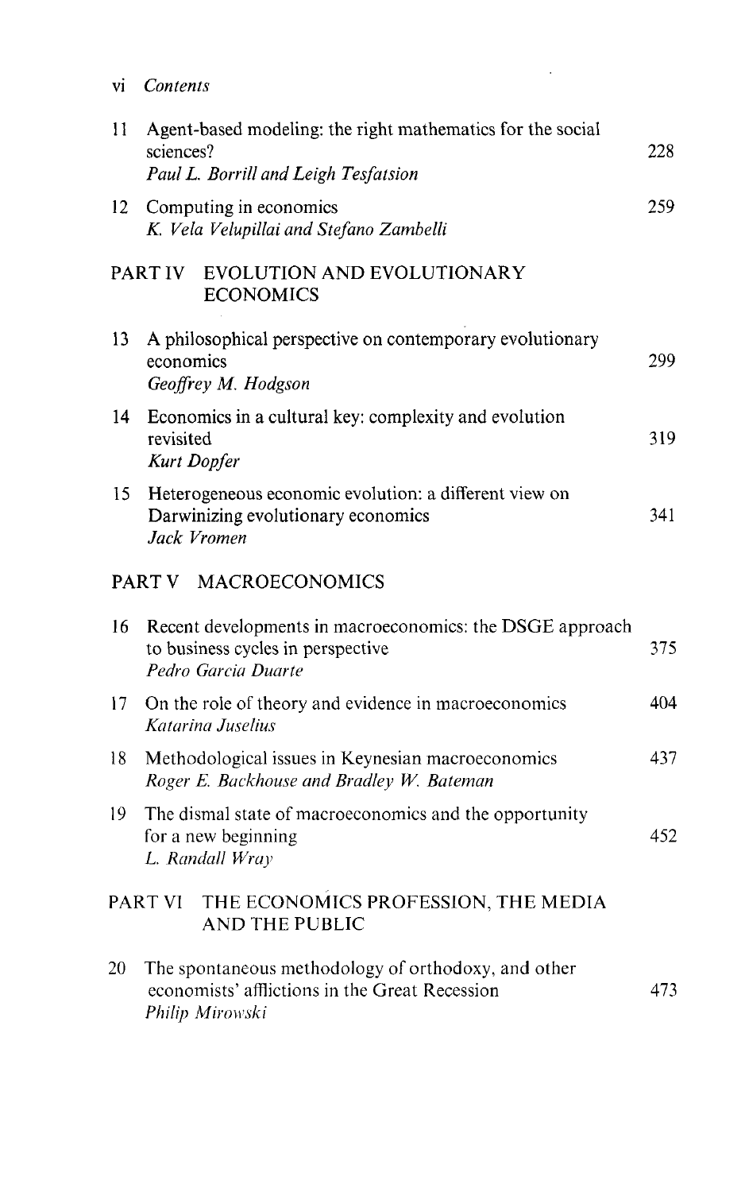| | | |
|---|---|---|
| 11 | Agent-based modeling: the right mathematics for the social sciences?<br>*Paul L. Borrill and Leigh Tesfatsion* | 228 |
| 12 | Computing in economics<br>*K. Vela Velupillai and Stefano Zambelli* | 259 |

## PART IV EVOLUTION AND EVOLUTIONARY ECONOMICS

| | | |
|---|---|---|
| 13 | A philosophical perspective on contemporary evolutionary economics<br>*Geoffrey M. Hodgson* | 299 |
| 14 | Economics in a cultural key: complexity and evolution revisited<br>*Kurt Dopfer* | 319 |
| 15 | Heterogeneous economic evolution: a different view on Darwinizing evolutionary economics<br>*Jack Vromen* | 341 |

## PART V MACROECONOMICS

| | | |
|---|---|---|
| 16 | Recent developments in macroeconomics: the DSGE approach to business cycles in perspective<br>*Pedro Garcia Duarte* | 375 |
| 17 | On the role of theory and evidence in macroeconomics<br>*Katarina Juselius* | 404 |
| 18 | Methodological issues in Keynesian macroeconomics<br>*Roger E. Backhouse and Bradley W. Bateman* | 437 |
| 19 | The dismal state of macroeconomics and the opportunity for a new beginning<br>*L. Randall Wray* | 452 |

## PART VI THE ECONOMICS PROFESSION, THE MEDIA AND THE PUBLIC

| | | |
|---|---|---|
| 20 | The spontaneous methodology of orthodoxy, and other economists' afflictions in the Great Recession<br>*Philip Mirowski* | 473 |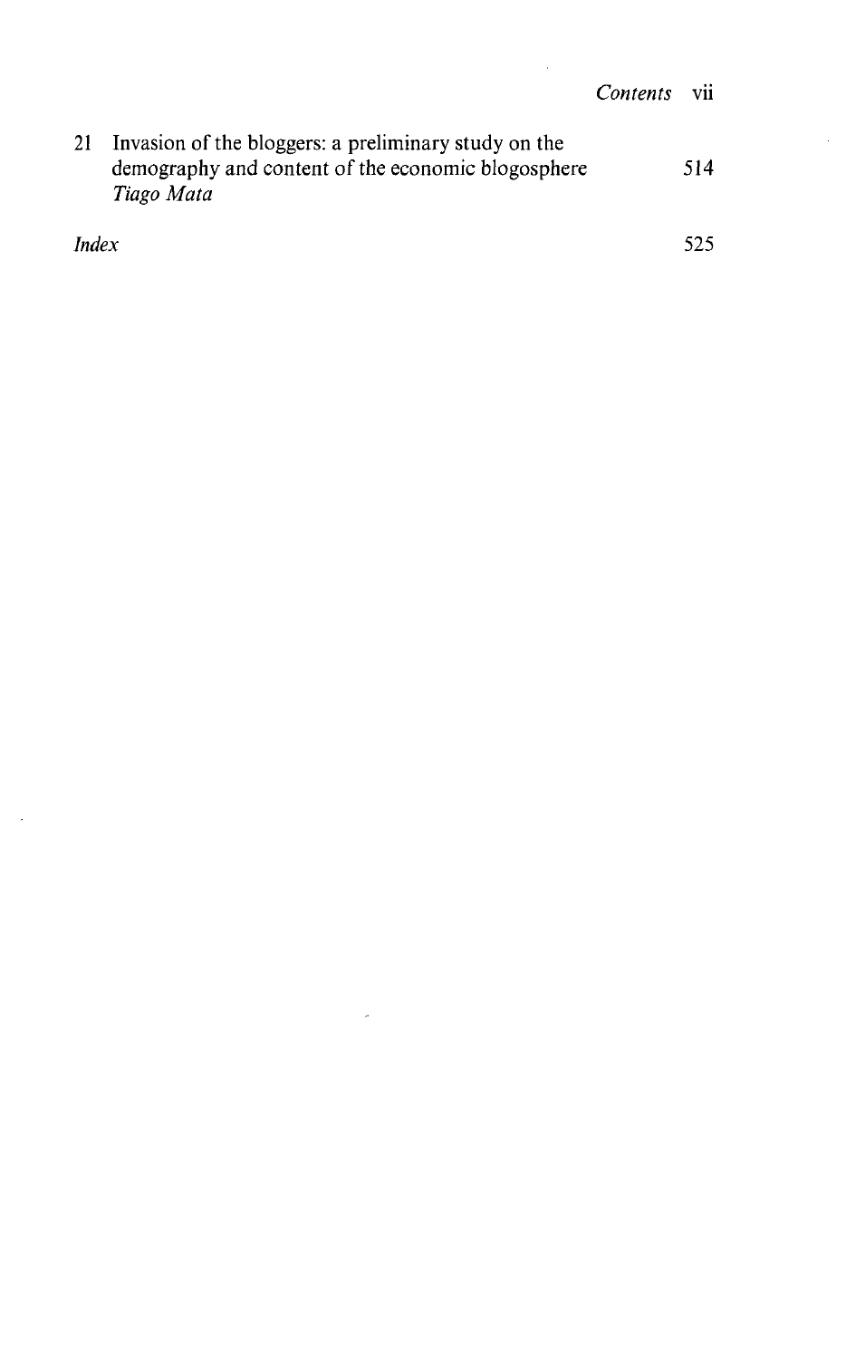21 Invasion of the bloggers: a preliminary study on the demography and content of the economic blogosphere 514
*Tiago Mata*

*Index* 525